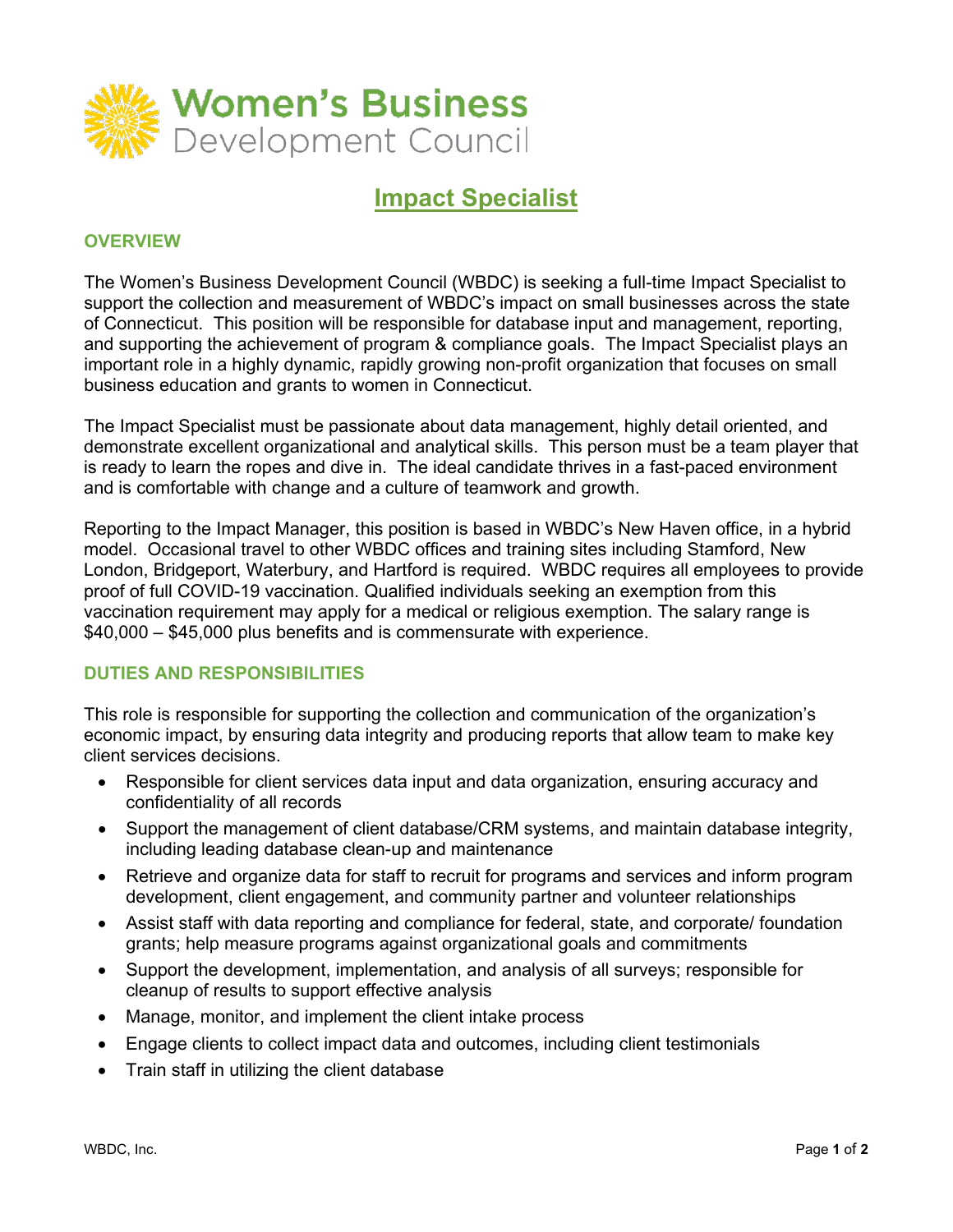Women's Business Development Council

# Impact Specialist

## OVERVIEW

The Women's Business Development Council (WBDC) is seeking a full-time Impact Specialist to support the collection and measurement of WBDC's impact on small businesses across the state of Connecticut. This position will be responsible for database input and management, reporting, and supporting the achievement of program & compliance goals. The Impact Specialist plays an important role in a highly dynamic, rapidly growing non-profit organization that focuses on small business education and grants to women in Connecticut.

The Impact Specialist must be passionate about data management, highly detail oriented, and demonstrate excellent organizational and analytical skills. This person must be a team player that is ready to learn the ropes and dive in. The ideal candidate thrives in a fast-paced environment and is comfortable with change and a culture of teamwork and growth.

Reporting to the Impact Manager, this position is based in WBDC's New Haven office, in a hybrid model. Occasional travel to other WBDC offices and training sites including Stamford, New London, Bridgeport, Waterbury, and Hartford is required. WBDC requires all employees to provide proof of full COVID-19 vaccination. Qualified individuals seeking an exemption from this vaccination requirement may apply for a medical or religious exemption. The salary range is $40,000 – $45,000 plus benefits and is commensurate with experience.

## DUTIES AND RESPONSIBILITIES

This role is responsible for supporting the collection and communication of the organization's economic impact, by ensuring data integrity and producing reports that allow team to make key client services decisions.

- Responsible for client services data input and data organization, ensuring accuracy and confidentiality of all records
- Support the management of client database/CRM systems, and maintain database integrity, including leading database clean-up and maintenance
- Retrieve and organize data for staff to recruit for programs and services and inform program development, client engagement, and community partner and volunteer relationships
- Assist staff with data reporting and compliance for federal, state, and corporate/ foundation grants; help measure programs against organizational goals and commitments
- Support the development, implementation, and analysis of all surveys; responsible for cleanup of results to support effective analysis
- Manage, monitor, and implement the client intake process
- Engage clients to collect impact data and outcomes, including client testimonials
- Train staff in utilizing the client database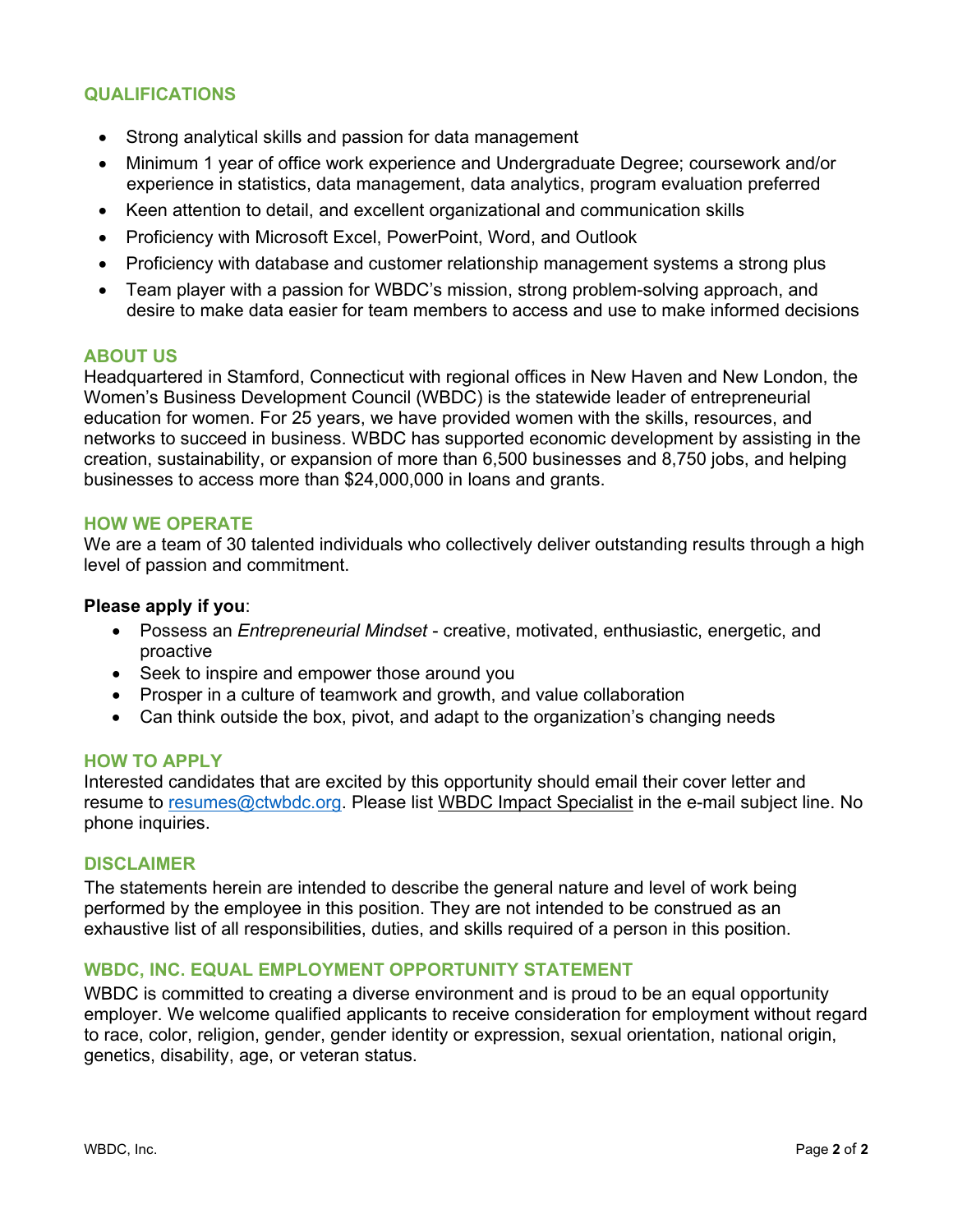## QUALIFICATIONS

- Strong analytical skills and passion for data management
- Minimum 1 year of office work experience and Undergraduate Degree; coursework and/or experience in statistics, data management, data analytics, program evaluation preferred
- Keen attention to detail, and excellent organizational and communication skills
- Proficiency with Microsoft Excel, PowerPoint, Word, and Outlook
- Proficiency with database and customer relationship management systems a strong plus
- Team player with a passion for WBDC's mission, strong problem-solving approach, and desire to make data easier for team members to access and use to make informed decisions

## ABOUT US

Headquartered in Stamford, Connecticut with regional offices in New Haven and New London, the Women's Business Development Council (WBDC) is the statewide leader of entrepreneurial education for women. For 25 years, we have provided women with the skills, resources, and networks to succeed in business. WBDC has supported economic development by assisting in the creation, sustainability, or expansion of more than 6,500 businesses and 8,750 jobs, and helping businesses to access more than $24,000,000 in loans and grants.

## HOW WE OPERATE

We are a team of 30 talented individuals who collectively deliver outstanding results through a high level of passion and commitment.

**Please apply if you**:

- Possess an *Entrepreneurial Mindset* - creative, motivated, enthusiastic, energetic, and proactive
- Seek to inspire and empower those around you
- Prosper in a culture of teamwork and growth, and value collaboration
- Can think outside the box, pivot, and adapt to the organization's changing needs

## HOW TO APPLY

Interested candidates that are excited by this opportunity should email their cover letter and resume to resumes@ctwbdc.org. Please list WBDC Impact Specialist in the e-mail subject line. No phone inquiries.

## DISCLAIMER

The statements herein are intended to describe the general nature and level of work being performed by the employee in this position. They are not intended to be construed as an exhaustive list of all responsibilities, duties, and skills required of a person in this position.

## WBDC, INC. EQUAL EMPLOYMENT OPPORTUNITY STATEMENT

WBDC is committed to creating a diverse environment and is proud to be an equal opportunity employer. We welcome qualified applicants to receive consideration for employment without regard to race, color, religion, gender, gender identity or expression, sexual orientation, national origin, genetics, disability, age, or veteran status.